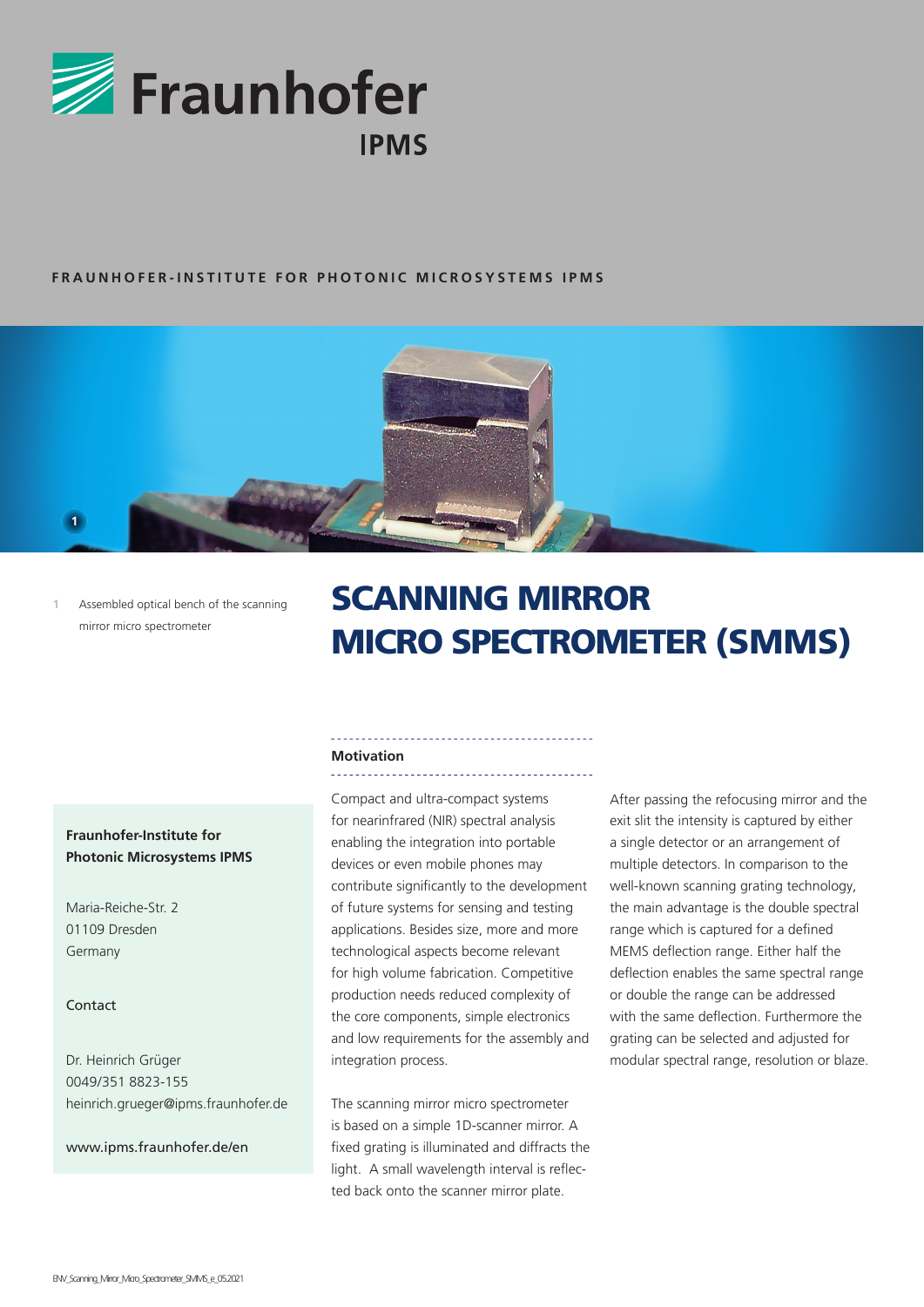FRAUNHOFER-INSTITUTE FOR PHOTONIC MICROSYSTEMS IPMS

1 Assembled optical bench of the scanning mirror micro spectrometer

# SCANNING MIRROR MICRO SPECTROMETER (SMMS)

**Fraunhofer-Institute for Photonic Microsystems IPMS**

Maria-Reiche-Str. 2
01109 Dresden
Germany

Contact

Dr. Heinrich Grüger
0049/351 8823-155
heinrich.grueger@ipms.fraunhofer.de

www.ipms.fraunhofer.de/en

## Motivation

Compact and ultra-compact systems for nearinfrared (NIR) spectral analysis enabling the integration into portable devices or even mobile phones may contribute significantly to the development of future systems for sensing and testing applications. Besides size, more and more technological aspects become relevant for high volume fabrication. Competitive production needs reduced complexity of the core components, simple electronics and low requirements for the assembly and integration process.

The scanning mirror micro spectrometer is based on a simple 1D-scanner mirror. A fixed grating is illuminated and diffracts the light. A small wavelength interval is reflected back onto the scanner mirror plate. After passing the refocusing mirror and the exit slit the intensity is captured by either a single detector or an arrangement of multiple detectors. In comparison to the well-known scanning grating technology, the main advantage is the double spectral range which is captured for a defined MEMS deflection range. Either half the deflection enables the same spectral range or double the range can be addressed with the same deflection. Furthermore the grating can be selected and adjusted for modular spectral range, resolution or blaze.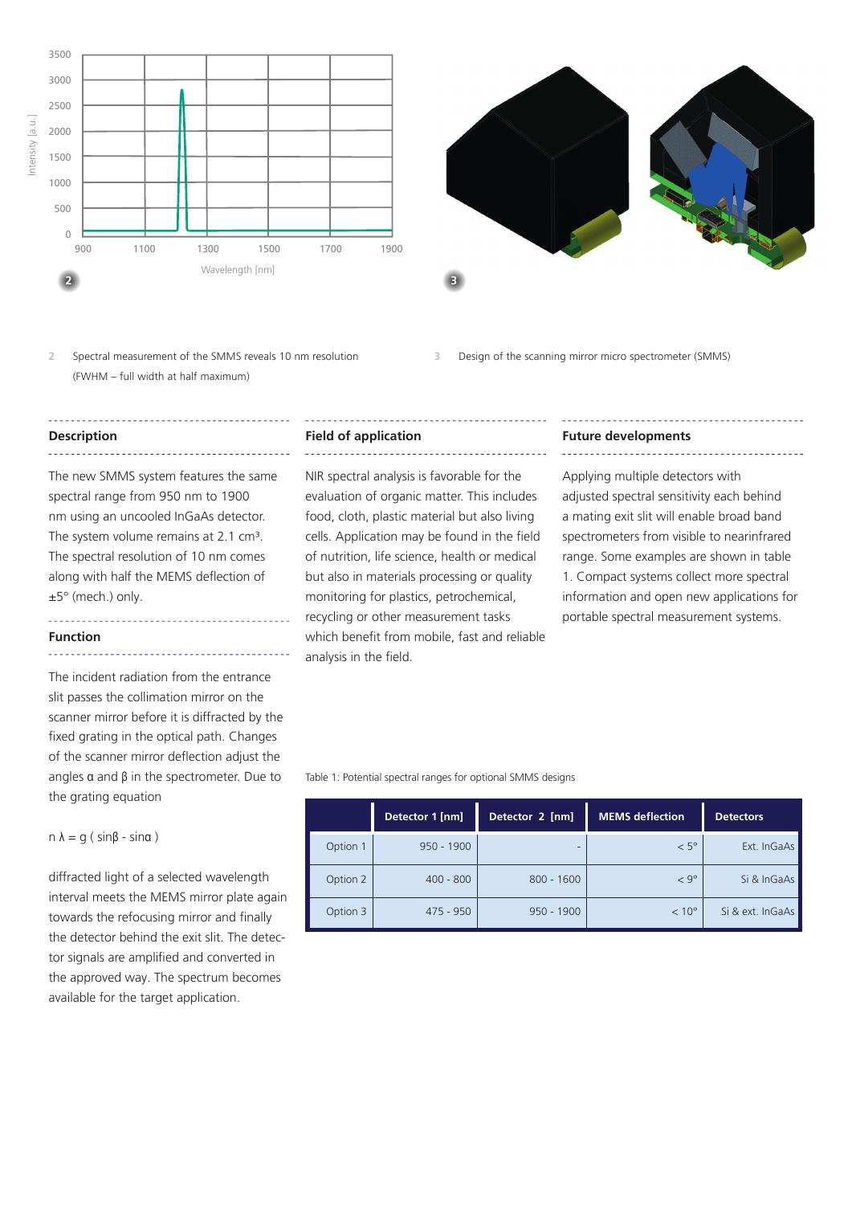3500
3000
2500
2000
1500
1000
500
0

Intensity [a.u.]

900 1100 1300 1500 1700 1900

Wavelength [nm]

2

3

2 Spectral measurement of the SMMS reveals 10 nm resolution (FWHM – full width at half maximum)

3 Design of the scanning mirror micro spectrometer (SMMS)

## Description

The new SMMS system features the same spectral range from 950 nm to 1900 nm using an uncooled InGaAs detector. The system volume remains at 2.1 cm³. The spectral resolution of 10 nm comes along with half the MEMS deflection of ±5° (mech.) only.

## Function

The incident radiation from the entrance slit passes the collimation mirror on the scanner mirror before it is diffracted by the fixed grating in the optical path. Changes of the scanner mirror deflection adjust the angles α and β in the spectrometer. Due to the grating equation

$$n \lambda = g ( \sin\beta - \sin\alpha )$$

diffracted light of a selected wavelength interval meets the MEMS mirror plate again towards the refocusing mirror and finally the detector behind the exit slit. The detector signals are amplified and converted in the approved way. The spectrum becomes available for the target application.

## Field of application

NIR spectral analysis is favorable for the evaluation of organic matter. This includes food, cloth, plastic material but also living cells. Application may be found in the field of nutrition, life science, health or medical but also in materials processing or quality monitoring for plastics, petrochemical, recycling or other measurement tasks which benefit from mobile, fast and reliable analysis in the field.

Table 1: Potential spectral ranges for optional SMMS designs

| | Detector 1 [nm] | Detector 2 [nm] | MEMS deflection | Detectors |
|---|---|---|---|---|
| Option 1 | 950 - 1900 | - | < 5° | Ext. InGaAs |
| Option 2 | 400 - 800 | 800 - 1600 | < 9° | Si & InGaAs |
| Option 3 | 475 - 950 | 950 - 1900 | < 10° | Si & ext. InGaAs |

## Future developments

Applying multiple detectors with adjusted spectral sensitivity each behind a mating exit slit will enable broad band spectrometers from visible to nearinfrared range. Some examples are shown in table 1. Compact systems collect more spectral information and open new applications for portable spectral measurement systems.